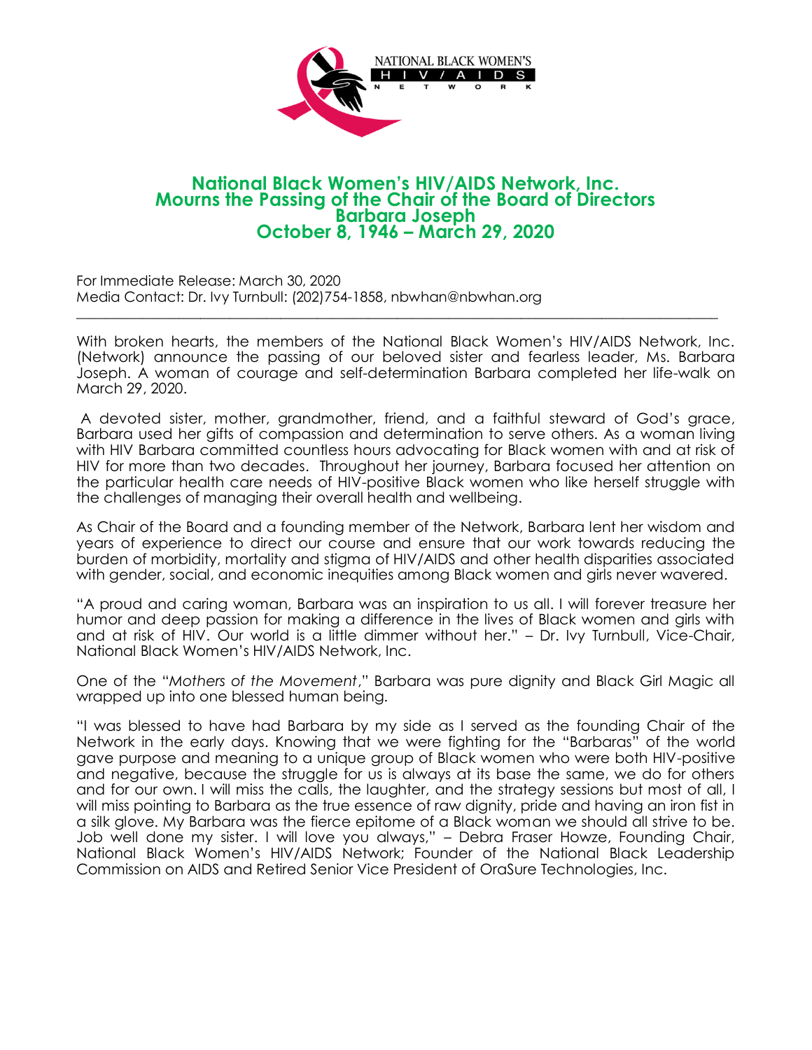NATIONAL BLACK WOMEN'S HIV/AIDS NETWORK

# National Black Women's HIV/AIDS Network, Inc. Mourns the Passing of the Chair of the Board of Directors Barbara Joseph October 8, 1946 – March 29, 2020

For Immediate Release: March 30, 2020
Media Contact: Dr. Ivy Turnbull: (202)754-1858, nbwhan@nbwhan.org

---

With broken hearts, the members of the National Black Women's HIV/AIDS Network, Inc. (Network) announce the passing of our beloved sister and fearless leader, Ms. Barbara Joseph. A woman of courage and self-determination Barbara completed her life-walk on March 29, 2020.

A devoted sister, mother, grandmother, friend, and a faithful steward of God's grace, Barbara used her gifts of compassion and determination to serve others. As a woman living with HIV Barbara committed countless hours advocating for Black women with and at risk of HIV for more than two decades. Throughout her journey, Barbara focused her attention on the particular health care needs of HIV-positive Black women who like herself struggle with the challenges of managing their overall health and wellbeing.

As Chair of the Board and a founding member of the Network, Barbara lent her wisdom and years of experience to direct our course and ensure that our work towards reducing the burden of morbidity, mortality and stigma of HIV/AIDS and other health disparities associated with gender, social, and economic inequities among Black women and girls never wavered.

"A proud and caring woman, Barbara was an inspiration to us all. I will forever treasure her humor and deep passion for making a difference in the lives of Black women and girls with and at risk of HIV. Our world is a little dimmer without her." – Dr. Ivy Turnbull, Vice-Chair, National Black Women's HIV/AIDS Network, Inc.

One of the "*Mothers of the Movement*," Barbara was pure dignity and Black Girl Magic all wrapped up into one blessed human being.

"I was blessed to have had Barbara by my side as I served as the founding Chair of the Network in the early days. Knowing that we were fighting for the "Barbaras" of the world gave purpose and meaning to a unique group of Black women who were both HIV-positive and negative, because the struggle for us is always at its base the same, we do for others and for our own. I will miss the calls, the laughter, and the strategy sessions but most of all, I will miss pointing to Barbara as the true essence of raw dignity, pride and having an iron fist in a silk glove. My Barbara was the fierce epitome of a Black woman we should all strive to be. Job well done my sister. I will love you always," – Debra Fraser Howze, Founding Chair, National Black Women's HIV/AIDS Network; Founder of the National Black Leadership Commission on AIDS and Retired Senior Vice President of OraSure Technologies, Inc.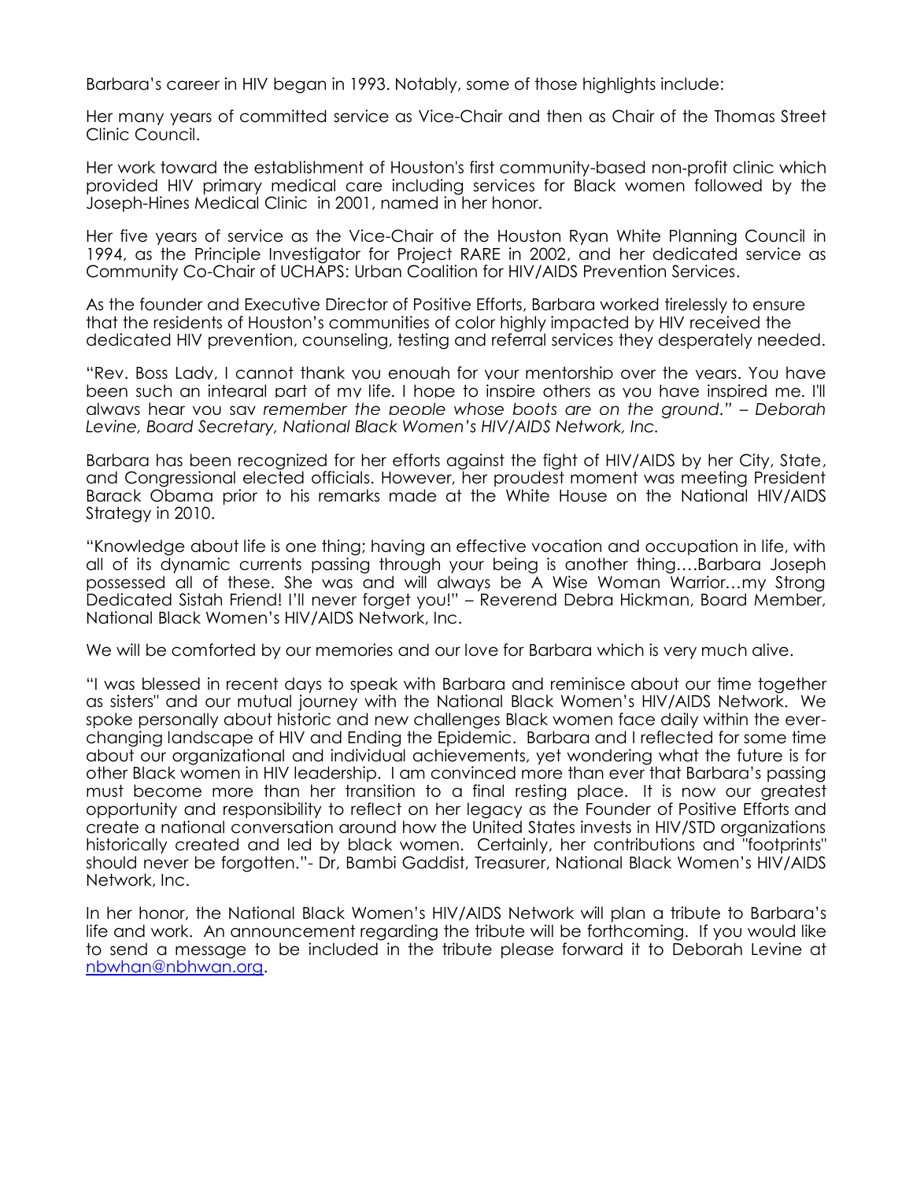Barbara's career in HIV began in 1993. Notably, some of those highlights include:

Her many years of committed service as Vice-Chair and then as Chair of the Thomas Street Clinic Council.

Her work toward the establishment of Houston's first community-based non-profit clinic which provided HIV primary medical care including services for Black women followed by the Joseph-Hines Medical Clinic in 2001, named in her honor.

Her five years of service as the Vice-Chair of the Houston Ryan White Planning Council in 1994, as the Principle Investigator for Project RARE in 2002, and her dedicated service as Community Co-Chair of UCHAPS: Urban Coalition for HIV/AIDS Prevention Services.

As the founder and Executive Director of Positive Efforts, Barbara worked tirelessly to ensure that the residents of Houston's communities of color highly impacted by HIV received the dedicated HIV prevention, counseling, testing and referral services they desperately needed.

"Rev. Boss Lady, I cannot thank you enough for your mentorship over the years. You have been such an integral part of my life. I hope to inspire others as you have inspired me. I'll always hear you say *remember the people whose boots are on the ground*." *– Deborah Levine, Board Secretary, National Black Women's HIV/AIDS Network, Inc.*

Barbara has been recognized for her efforts against the fight of HIV/AIDS by her City, State, and Congressional elected officials. However, her proudest moment was meeting President Barack Obama prior to his remarks made at the White House on the National HIV/AIDS Strategy in 2010.

"Knowledge about life is one thing; having an effective vocation and occupation in life, with all of its dynamic currents passing through your being is another thing….Barbara Joseph possessed all of these. She was and will always be A Wise Woman Warrior…my Strong Dedicated Sistah Friend! I'll never forget you!" – Reverend Debra Hickman, Board Member, National Black Women's HIV/AIDS Network, Inc.

We will be comforted by our memories and our love for Barbara which is very much alive.

"I was blessed in recent days to speak with Barbara and reminisce about our time together as sisters" and our mutual journey with the National Black Women's HIV/AIDS Network. We spoke personally about historic and new challenges Black women face daily within the ever-changing landscape of HIV and Ending the Epidemic. Barbara and I reflected for some time about our organizational and individual achievements, yet wondering what the future is for other Black women in HIV leadership. I am convinced more than ever that Barbara's passing must become more than her transition to a final resting place. It is now our greatest opportunity and responsibility to reflect on her legacy as the Founder of Positive Efforts and create a national conversation around how the United States invests in HIV/STD organizations historically created and led by black women. Certainly, her contributions and "footprints" should never be forgotten."- Dr, Bambi Gaddist, Treasurer, National Black Women's HIV/AIDS Network, Inc.

In her honor, the National Black Women's HIV/AIDS Network will plan a tribute to Barbara's life and work. An announcement regarding the tribute will be forthcoming. If you would like to send a message to be included in the tribute please forward it to Deborah Levine at [nbwhan@nbhwan.org](mailto:nbwhan@nbhwan.org).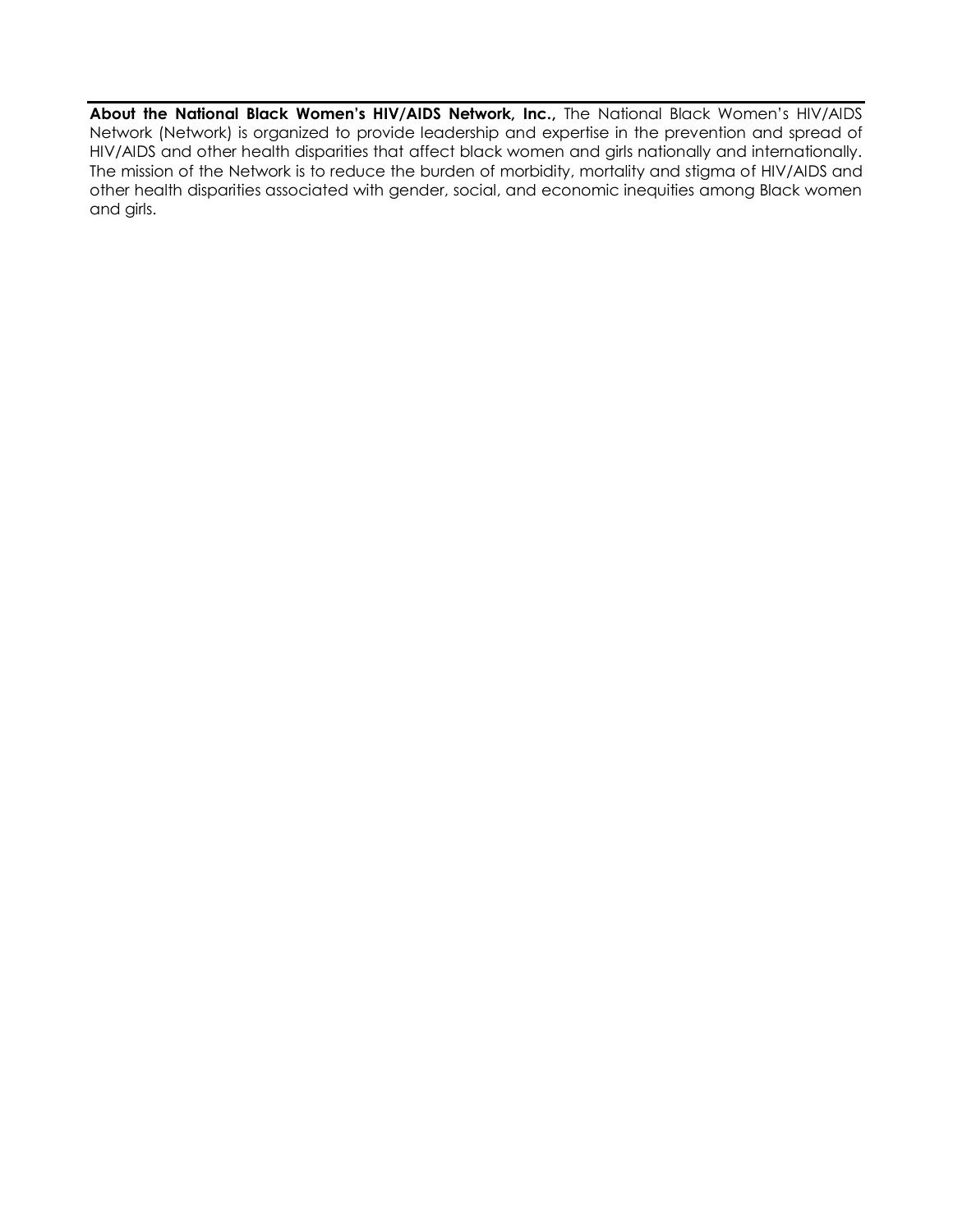---

**About the National Black Women's HIV/AIDS Network, Inc.,** The National Black Women's HIV/AIDS Network (Network) is organized to provide leadership and expertise in the prevention and spread of HIV/AIDS and other health disparities that affect black women and girls nationally and internationally. The mission of the Network is to reduce the burden of morbidity, mortality and stigma of HIV/AIDS and other health disparities associated with gender, social, and economic inequities among Black women and girls.